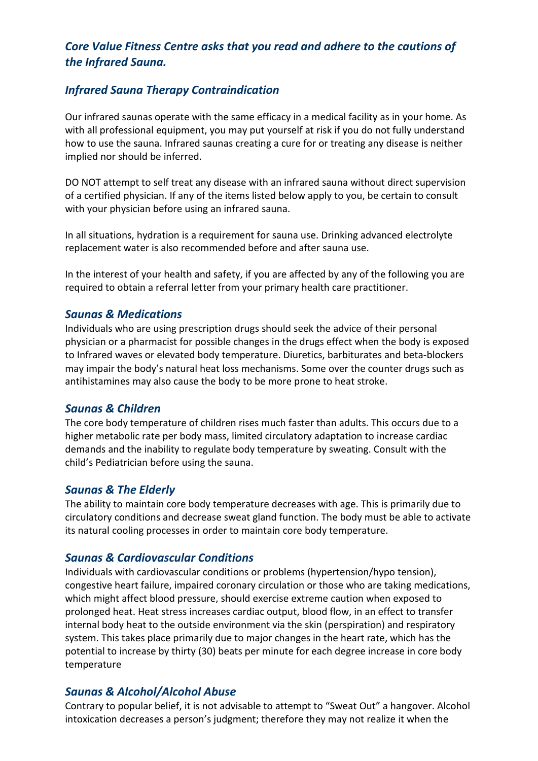## *Core Value Fitness Centre asks that you read and adhere to the cautions of the Infrared Sauna.*

### *Infrared Sauna Therapy Contraindication*

Our infrared saunas operate with the same efficacy in a medical facility as in your home. As with all professional equipment, you may put yourself at risk if you do not fully understand how to use the sauna. Infrared saunas creating a cure for or treating any disease is neither implied nor should be inferred.

DO NOT attempt to self treat any disease with an infrared sauna without direct supervision of a certified physician. If any of the items listed below apply to you, be certain to consult with your physician before using an infrared sauna.

In all situations, hydration is a requirement for sauna use. Drinking advanced electrolyte replacement water is also recommended before and after sauna use.

In the interest of your health and safety, if you are affected by any of the following you are required to obtain a referral letter from your primary health care practitioner.

### *Saunas & Medications*

Individuals who are using prescription drugs should seek the advice of their personal physician or a pharmacist for possible changes in the drugs effect when the body is exposed to Infrared waves or elevated body temperature. Diuretics, barbiturates and beta-blockers may impair the body's natural heat loss mechanisms. Some over the counter drugs such as antihistamines may also cause the body to be more prone to heat stroke.

### *Saunas & Children*

The core body temperature of children rises much faster than adults. This occurs due to a higher metabolic rate per body mass, limited circulatory adaptation to increase cardiac demands and the inability to regulate body temperature by sweating. Consult with the child's Pediatrician before using the sauna.

### *Saunas & The Elderly*

The ability to maintain core body temperature decreases with age. This is primarily due to circulatory conditions and decrease sweat gland function. The body must be able to activate its natural cooling processes in order to maintain core body temperature.

### *Saunas & Cardiovascular Conditions*

Individuals with cardiovascular conditions or problems (hypertension/hypo tension), congestive heart failure, impaired coronary circulation or those who are taking medications, which might affect blood pressure, should exercise extreme caution when exposed to prolonged heat. Heat stress increases cardiac output, blood flow, in an effect to transfer internal body heat to the outside environment via the skin (perspiration) and respiratory system. This takes place primarily due to major changes in the heart rate, which has the potential to increase by thirty (30) beats per minute for each degree increase in core body temperature

### *Saunas & Alcohol/Alcohol Abuse*

Contrary to popular belief, it is not advisable to attempt to "Sweat Out" a hangover. Alcohol intoxication decreases a person's judgment; therefore they may not realize it when the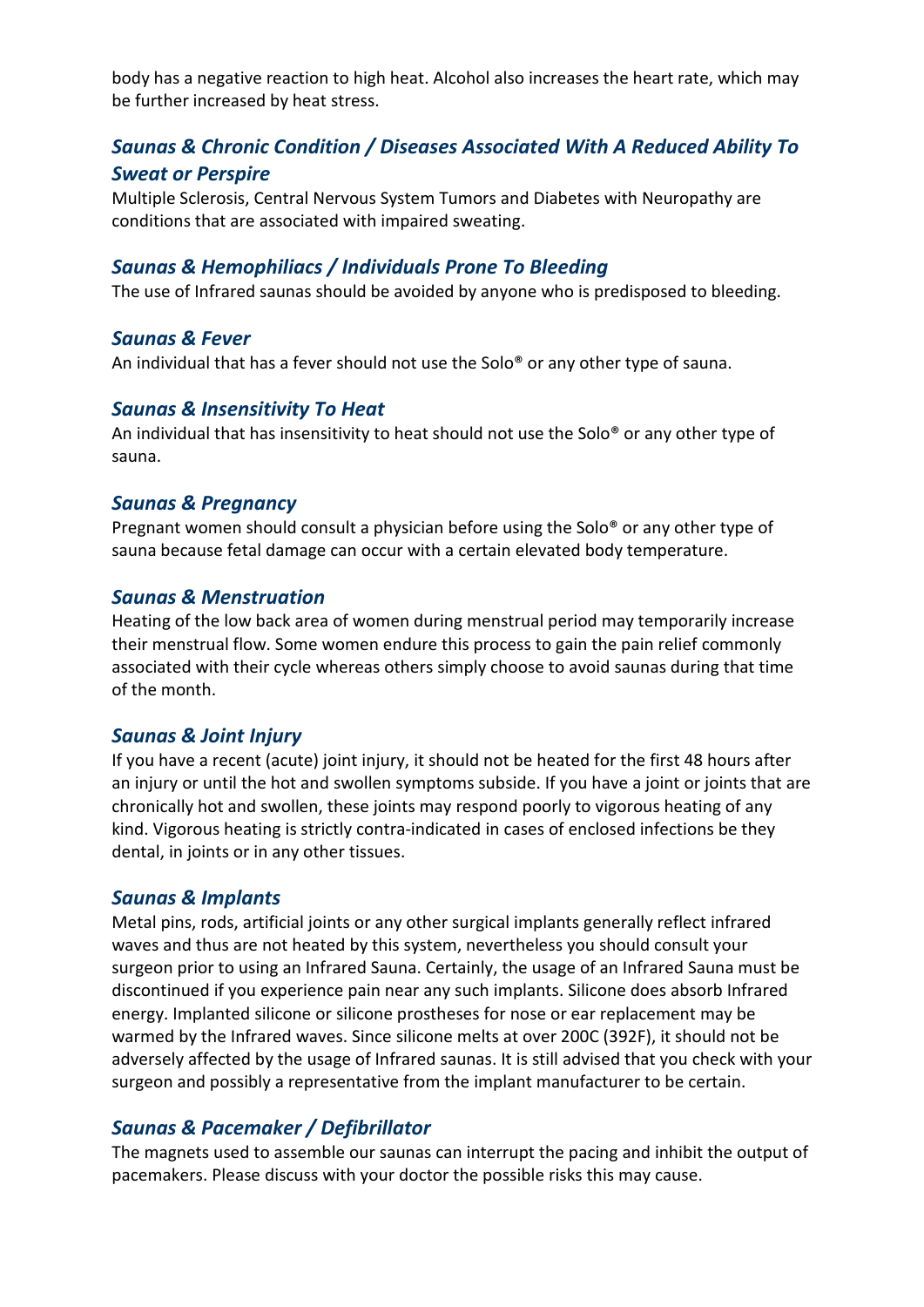body has a negative reaction to high heat. Alcohol also increases the heart rate, which may be further increased by heat stress.

### *Saunas & Chronic Condition / Diseases Associated With A Reduced Ability To Sweat or Perspire*

Multiple Sclerosis, Central Nervous System Tumors and Diabetes with Neuropathy are conditions that are associated with impaired sweating.

### *Saunas & Hemophiliacs / Individuals Prone To Bleeding*

The use of Infrared saunas should be avoided by anyone who is predisposed to bleeding.

### *Saunas & Fever*

An individual that has a fever should not use the Solo® or any other type of sauna.

### *Saunas & Insensitivity To Heat*

An individual that has insensitivity to heat should not use the Solo® or any other type of sauna.

### *Saunas & Pregnancy*

Pregnant women should consult a physician before using the Solo® or any other type of sauna because fetal damage can occur with a certain elevated body temperature.

### *Saunas & Menstruation*

Heating of the low back area of women during menstrual period may temporarily increase their menstrual flow. Some women endure this process to gain the pain relief commonly associated with their cycle whereas others simply choose to avoid saunas during that time of the month.

### *Saunas & Joint Injury*

If you have a recent (acute) joint injury, it should not be heated for the first 48 hours after an injury or until the hot and swollen symptoms subside. If you have a joint or joints that are chronically hot and swollen, these joints may respond poorly to vigorous heating of any kind. Vigorous heating is strictly contra-indicated in cases of enclosed infections be they dental, in joints or in any other tissues.

### *Saunas & Implants*

Metal pins, rods, artificial joints or any other surgical implants generally reflect infrared waves and thus are not heated by this system, nevertheless you should consult your surgeon prior to using an Infrared Sauna. Certainly, the usage of an Infrared Sauna must be discontinued if you experience pain near any such implants. Silicone does absorb Infrared energy. Implanted silicone or silicone prostheses for nose or ear replacement may be warmed by the Infrared waves. Since silicone melts at over 200C (392F), it should not be adversely affected by the usage of Infrared saunas. It is still advised that you check with your surgeon and possibly a representative from the implant manufacturer to be certain.

### *Saunas & Pacemaker / Defibrillator*

The magnets used to assemble our saunas can interrupt the pacing and inhibit the output of pacemakers. Please discuss with your doctor the possible risks this may cause.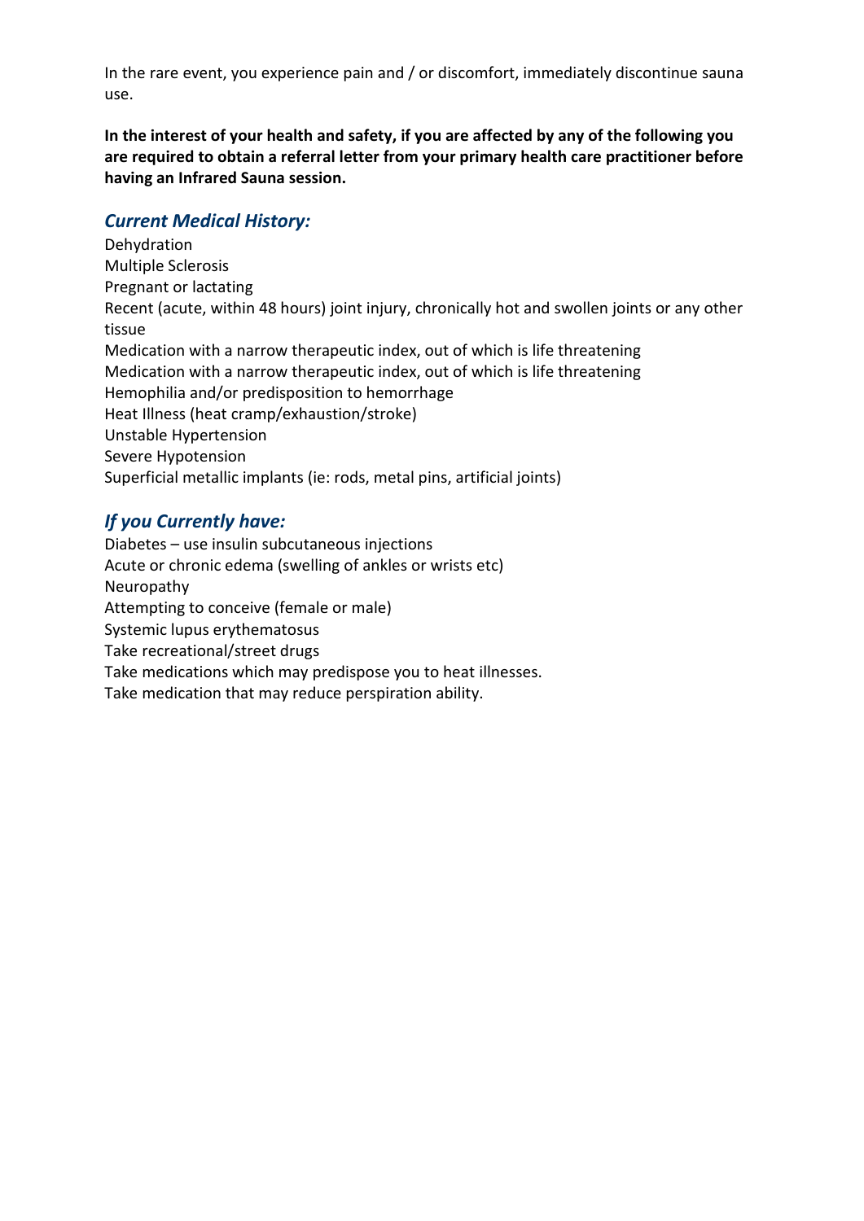In the rare event, you experience pain and / or discomfort, immediately discontinue sauna use.

**In the interest of your health and safety, if you are affected by any of the following you are required to obtain a referral letter from your primary health care practitioner before having an Infrared Sauna session.**

## *Current Medical History:*

Dehydration
Multiple Sclerosis
Pregnant or lactating
Recent (acute, within 48 hours) joint injury, chronically hot and swollen joints or any other tissue
Medication with a narrow therapeutic index, out of which is life threatening
Medication with a narrow therapeutic index, out of which is life threatening
Hemophilia and/or predisposition to hemorrhage
Heat Illness (heat cramp/exhaustion/stroke)
Unstable Hypertension
Severe Hypotension
Superficial metallic implants (ie: rods, metal pins, artificial joints)

## *If you Currently have:*

Diabetes – use insulin subcutaneous injections
Acute or chronic edema (swelling of ankles or wrists etc)
Neuropathy
Attempting to conceive (female or male)
Systemic lupus erythematosus
Take recreational/street drugs
Take medications which may predispose you to heat illnesses.
Take medication that may reduce perspiration ability.